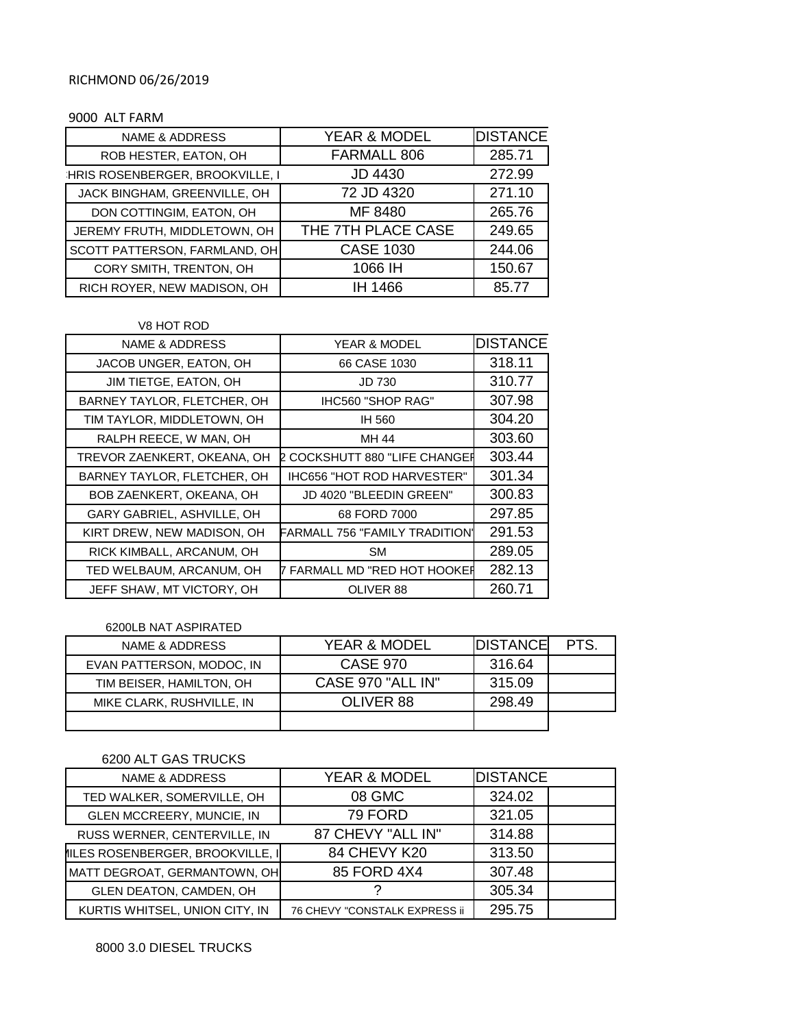RICHMOND 06/26/2019

9000 ALT FARM

| NAME & ADDRESS | YEAR & MODEL | DISTANCE |
|---|---|---|
| ROB HESTER, EATON, OH | FARMALL 806 | 285.71 |
| HRIS ROSENBERGER, BROOKVILLE, I | JD 4430 | 272.99 |
| JACK BINGHAM, GREENVILLE, OH | 72 JD 4320 | 271.10 |
| DON COTTINGIM, EATON, OH | MF 8480 | 265.76 |
| JEREMY FRUTH, MIDDLETOWN, OH | THE 7TH PLACE CASE | 249.65 |
| SCOTT PATTERSON, FARMLAND, OH | CASE 1030 | 244.06 |
| CORY SMITH, TRENTON, OH | 1066 IH | 150.67 |
| RICH ROYER, NEW MADISON, OH | IH 1466 | 85.77 |

V8 HOT ROD

| NAME & ADDRESS | YEAR & MODEL | DISTANCE |
|---|---|---|
| JACOB UNGER, EATON, OH | 66 CASE 1030 | 318.11 |
| JIM TIETGE, EATON, OH | JD 730 | 310.77 |
| BARNEY TAYLOR, FLETCHER, OH | IHC560 "SHOP RAG" | 307.98 |
| TIM TAYLOR, MIDDLETOWN, OH | IH 560 | 304.20 |
| RALPH REECE, W MAN, OH | MH 44 | 303.60 |
| TREVOR ZAENKERT, OKEANA, OH | 2 COCKSHUTT 880 "LIFE CHANGEF | 303.44 |
| BARNEY TAYLOR, FLETCHER, OH | IHC656 "HOT ROD HARVESTER" | 301.34 |
| BOB ZAENKERT, OKEANA, OH | JD 4020 "BLEEDIN GREEN" | 300.83 |
| GARY GABRIEL, ASHVILLE, OH | 68 FORD 7000 | 297.85 |
| KIRT DREW, NEW MADISON, OH | FARMALL 756 "FAMILY TRADITION" | 291.53 |
| RICK KIMBALL, ARCANUM, OH | SM | 289.05 |
| TED WELBAUM, ARCANUM, OH | 7 FARMALL MD "RED HOT HOOKEF | 282.13 |
| JEFF SHAW, MT VICTORY, OH | OLIVER 88 | 260.71 |

6200LB NAT ASPIRATED

| NAME & ADDRESS | YEAR & MODEL | DISTANCE | PTS. |
|---|---|---|---|
| EVAN PATTERSON, MODOC, IN | CASE 970 | 316.64 | |
| TIM BEISER, HAMILTON, OH | CASE 970 "ALL IN" | 315.09 | |
| MIKE CLARK, RUSHVILLE, IN | OLIVER 88 | 298.49 | |
| | | | |

6200 ALT GAS TRUCKS

| NAME & ADDRESS | YEAR & MODEL | DISTANCE | |
|---|---|---|---|
| TED WALKER, SOMERVILLE, OH | 08 GMC | 324.02 | |
| GLEN MCCREERY, MUNCIE, IN | 79 FORD | 321.05 | |
| RUSS WERNER, CENTERVILLE, IN | 87 CHEVY "ALL IN" | 314.88 | |
| MILES ROSENBERGER, BROOKVILLE, I | 84 CHEVY K20 | 313.50 | |
| MATT DEGROAT, GERMANTOWN, OH | 85 FORD 4X4 | 307.48 | |
| GLEN DEATON, CAMDEN, OH | ? | 305.34 | |
| KURTIS WHITSEL, UNION CITY, IN | 76 CHEVY "CONSTALK EXPRESS ii | 295.75 | |

8000 3.0 DIESEL TRUCKS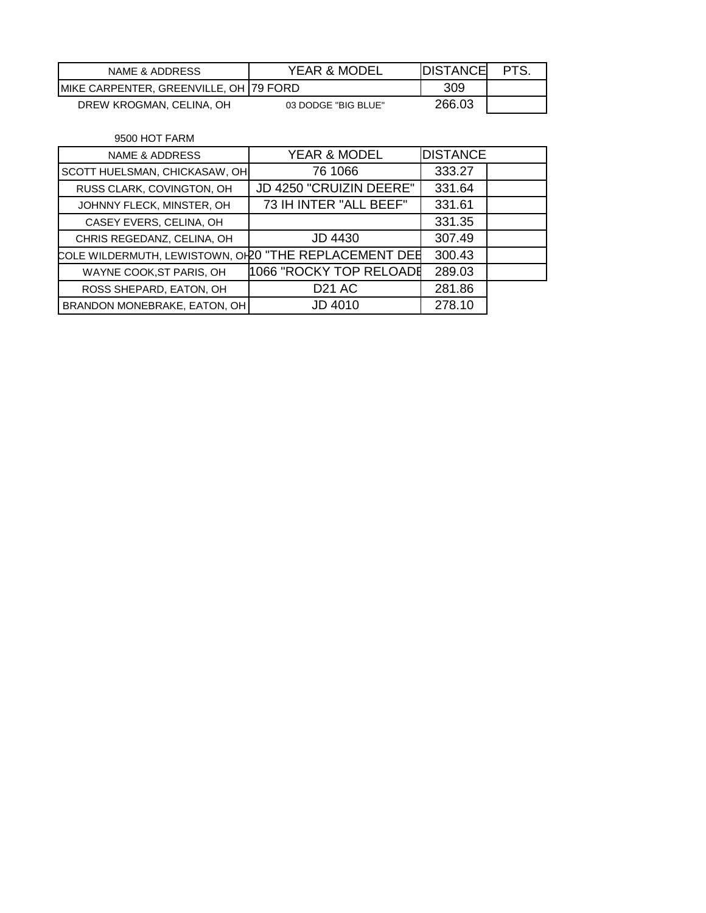| NAME & ADDRESS | YEAR & MODEL | DISTANCE | PTS. |
| --- | --- | --- | --- |
| MIKE CARPENTER, GREENVILLE, OH | 79 FORD | 309 | |
| DREW KROGMAN, CELINA, OH | 03 DODGE "BIG BLUE" | 266.03 | |

9500 HOT FARM

| NAME & ADDRESS | YEAR & MODEL | DISTANCE | |
| --- | --- | --- | --- |
| SCOTT HUELSMAN, CHICKASAW, OH | 76 1066 | 333.27 | |
| RUSS CLARK, COVINGTON, OH | JD 4250 "CRUIZIN DEERE" | 331.64 | |
| JOHNNY FLECK, MINSTER, OH | 73 IH INTER "ALL BEEF" | 331.61 | |
| CASEY EVERS, CELINA, OH | | 331.35 | |
| CHRIS REGEDANZ, CELINA, OH | JD 4430 | 307.49 | |
| COLE WILDERMUTH, LEWISTOWN, OH | 20 "THE REPLACEMENT DEE | 300.43 | |
| WAYNE COOK,ST PARIS, OH | 1066 "ROCKY TOP RELOADE | 289.03 | |
| ROSS SHEPARD, EATON, OH | D21 AC | 281.86 | |
| BRANDON MONEBRAKE, EATON, OH | JD 4010 | 278.10 | |